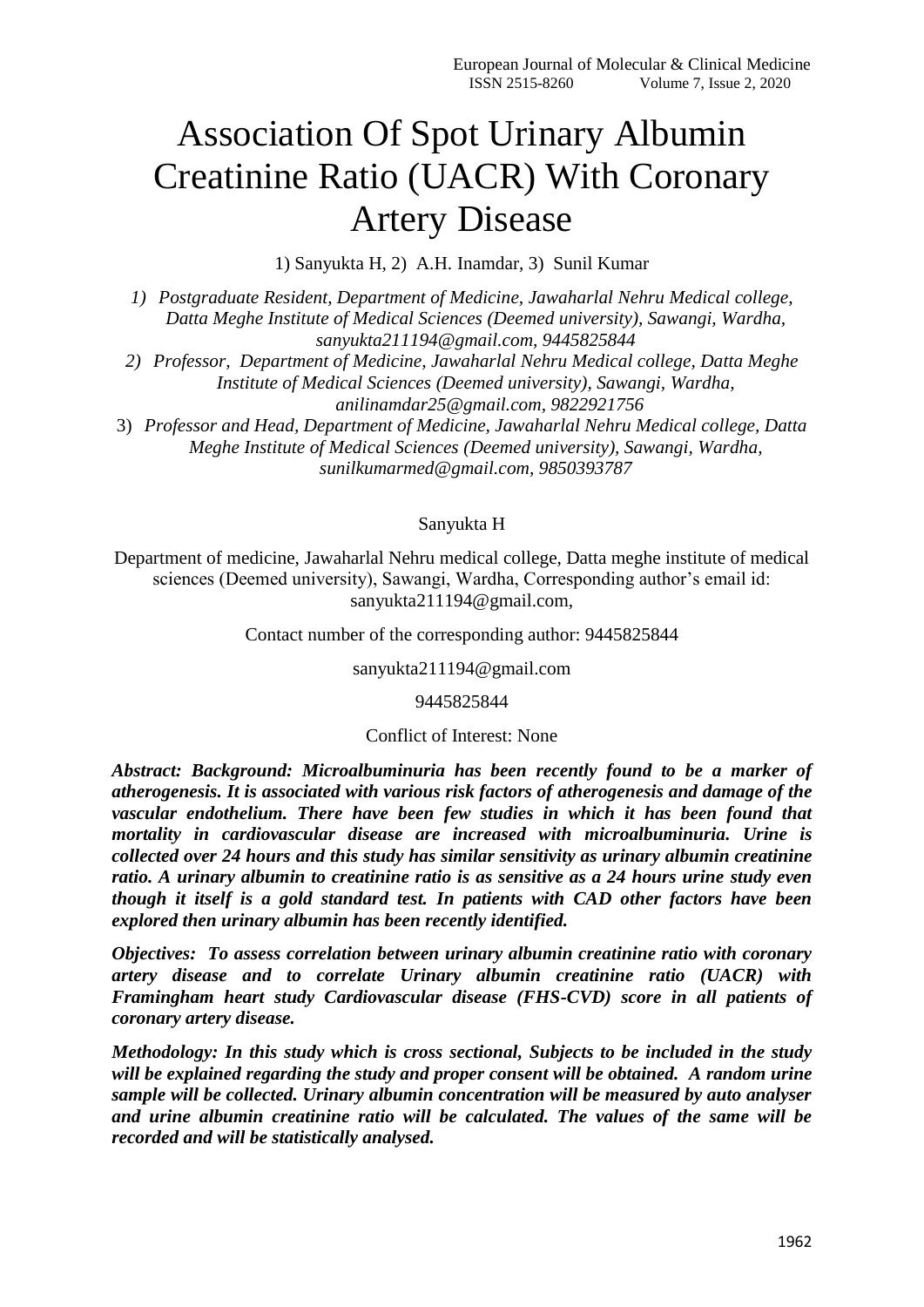# Association Of Spot Urinary Albumin Creatinine Ratio (UACR) With Coronary Artery Disease

1) Sanyukta H, 2) A.H. Inamdar, 3) Sunil Kumar

1) *Postgraduate Resident, Department of Medicine, Jawaharlal Nehru Medical college, Datta Meghe Institute of Medical Sciences (Deemed university), Sawangi, Wardha, sanyukta211194@gmail.com, 9445825844*

2) *Professor, Department of Medicine, Jawaharlal Nehru Medical college, Datta Meghe Institute of Medical Sciences (Deemed university), Sawangi, Wardha, anilinamdar25@gmail.com, 9822921756*

3) *Professor and Head, Department of Medicine, Jawaharlal Nehru Medical college, Datta Meghe Institute of Medical Sciences (Deemed university), Sawangi, Wardha, sunilkumarmed@gmail.com, 9850393787*

Sanyukta H

Department of medicine, Jawaharlal Nehru medical college, Datta meghe institute of medical sciences (Deemed university), Sawangi, Wardha, Corresponding author's email id: sanyukta211194@gmail.com,

Contact number of the corresponding author: 9445825844

sanyukta211194@gmail.com

9445825844

Conflict of Interest: None

***Abstract: Background: Microalbuminuria has been recently found to be a marker of atherogenesis. It is associated with various risk factors of atherogenesis and damage of the vascular endothelium. There have been few studies in which it has been found that mortality in cardiovascular disease are increased with microalbuminuria. Urine is collected over 24 hours and this study has similar sensitivity as urinary albumin creatinine ratio. A urinary albumin to creatinine ratio is as sensitive as a 24 hours urine study even though it itself is a gold standard test. In patients with CAD other factors have been explored then urinary albumin has been recently identified.***

***Objectives: To assess correlation between urinary albumin creatinine ratio with coronary artery disease and to correlate Urinary albumin creatinine ratio (UACR) with Framingham heart study Cardiovascular disease (FHS-CVD) score in all patients of coronary artery disease.***

***Methodology: In this study which is cross sectional, Subjects to be included in the study will be explained regarding the study and proper consent will be obtained. A random urine sample will be collected. Urinary albumin concentration will be measured by auto analyser and urine albumin creatinine ratio will be calculated. The values of the same will be recorded and will be statistically analysed.***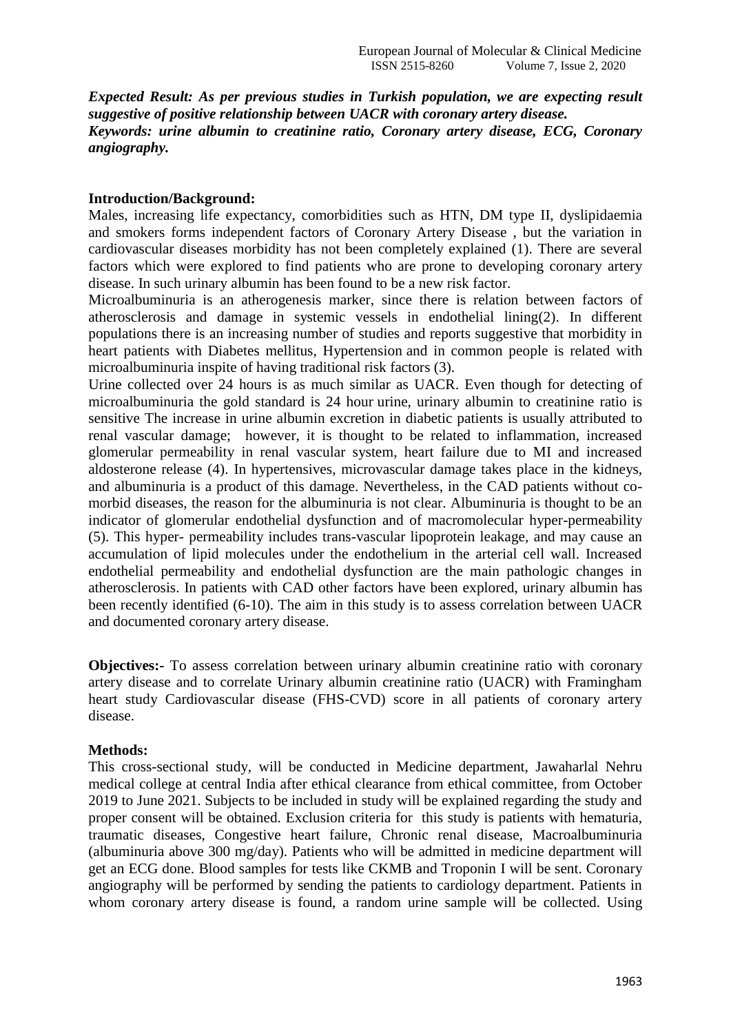***Expected Result: As per previous studies in Turkish population, we are expecting result suggestive of positive relationship between UACR with coronary artery disease.***
***Keywords: urine albumin to creatinine ratio, Coronary artery disease, ECG, Coronary angiography.***

**Introduction/Background:**

Males, increasing life expectancy, comorbidities such as HTN, DM type II, dyslipidaemia and smokers forms independent factors of Coronary Artery Disease , but the variation in cardiovascular diseases morbidity has not been completely explained (1). There are several factors which were explored to find patients who are prone to developing coronary artery disease. In such urinary albumin has been found to be a new risk factor.

Microalbuminuria is an atherogenesis marker, since there is relation between factors of atherosclerosis and damage in systemic vessels in endothelial lining(2). In different populations there is an increasing number of studies and reports suggestive that morbidity in heart patients with Diabetes mellitus, Hypertension and in common people is related with microalbuminuria inspite of having traditional risk factors (3).

Urine collected over 24 hours is as much similar as UACR. Even though for detecting of microalbuminuria the gold standard is 24 hour urine, urinary albumin to creatinine ratio is sensitive The increase in urine albumin excretion in diabetic patients is usually attributed to renal vascular damage; however, it is thought to be related to inflammation, increased glomerular permeability in renal vascular system, heart failure due to MI and increased aldosterone release (4). In hypertensives, microvascular damage takes place in the kidneys, and albuminuria is a product of this damage. Nevertheless, in the CAD patients without co-morbid diseases, the reason for the albuminuria is not clear. Albuminuria is thought to be an indicator of glomerular endothelial dysfunction and of macromolecular hyper-permeability (5). This hyper- permeability includes trans-vascular lipoprotein leakage, and may cause an accumulation of lipid molecules under the endothelium in the arterial cell wall. Increased endothelial permeability and endothelial dysfunction are the main pathologic changes in atherosclerosis. In patients with CAD other factors have been explored, urinary albumin has been recently identified (6-10). The aim in this study is to assess correlation between UACR and documented coronary artery disease.

**Objectives:-** To assess correlation between urinary albumin creatinine ratio with coronary artery disease and to correlate Urinary albumin creatinine ratio (UACR) with Framingham heart study Cardiovascular disease (FHS-CVD) score in all patients of coronary artery disease.

**Methods:**

This cross-sectional study, will be conducted in Medicine department, Jawaharlal Nehru medical college at central India after ethical clearance from ethical committee, from October 2019 to June 2021. Subjects to be included in study will be explained regarding the study and proper consent will be obtained. Exclusion criteria for this study is patients with hematuria, traumatic diseases, Congestive heart failure, Chronic renal disease, Macroalbuminuria (albuminuria above 300 mg/day). Patients who will be admitted in medicine department will get an ECG done. Blood samples for tests like CKMB and Troponin I will be sent. Coronary angiography will be performed by sending the patients to cardiology department. Patients in whom coronary artery disease is found, a random urine sample will be collected. Using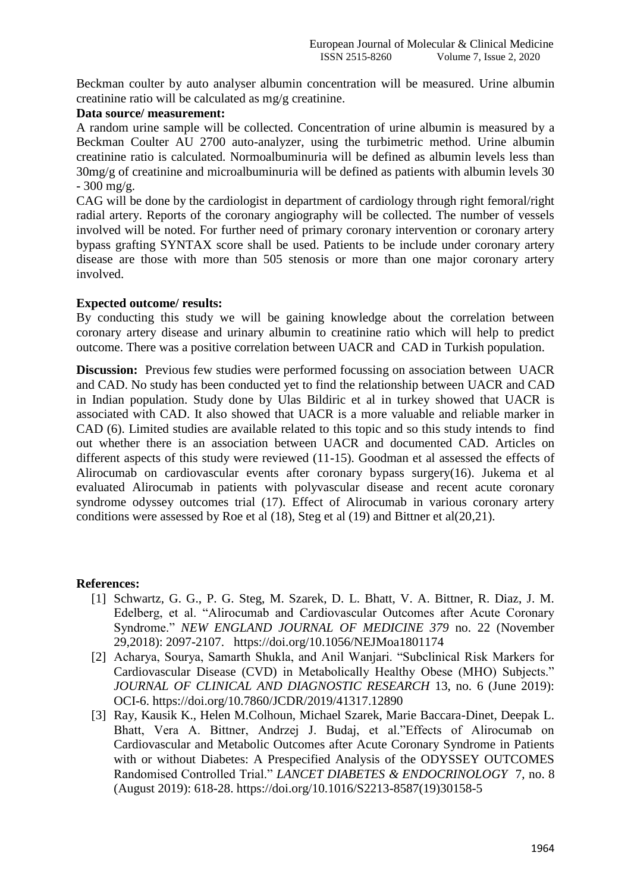Beckman coulter by auto analyser albumin concentration will be measured. Urine albumin creatinine ratio will be calculated as mg/g creatinine.

**Data source/ measurement:**

A random urine sample will be collected. Concentration of urine albumin is measured by a Beckman Coulter AU 2700 auto-analyzer, using the turbimetric method. Urine albumin creatinine ratio is calculated. Normoalbuminuria will be defined as albumin levels less than 30mg/g of creatinine and microalbuminuria will be defined as patients with albumin levels 30 - 300 mg/g.

CAG will be done by the cardiologist in department of cardiology through right femoral/right radial artery. Reports of the coronary angiography will be collected. The number of vessels involved will be noted. For further need of primary coronary intervention or coronary artery bypass grafting SYNTAX score shall be used. Patients to be include under coronary artery disease are those with more than 505 stenosis or more than one major coronary artery involved.

**Expected outcome/ results:**

By conducting this study we will be gaining knowledge about the correlation between coronary artery disease and urinary albumin to creatinine ratio which will help to predict outcome. There was a positive correlation between UACR and CAD in Turkish population.

**Discussion:** Previous few studies were performed focussing on association between UACR and CAD. No study has been conducted yet to find the relationship between UACR and CAD in Indian population. Study done by Ulas Bildiric et al in turkey showed that UACR is associated with CAD. It also showed that UACR is a more valuable and reliable marker in CAD (6). Limited studies are available related to this topic and so this study intends to find out whether there is an association between UACR and documented CAD. Articles on different aspects of this study were reviewed (11-15). Goodman et al assessed the effects of Alirocumab on cardiovascular events after coronary bypass surgery(16). Jukema et al evaluated Alirocumab in patients with polyvascular disease and recent acute coronary syndrome odyssey outcomes trial (17). Effect of Alirocumab in various coronary artery conditions were assessed by Roe et al (18), Steg et al (19) and Bittner et al(20,21).

**References:**

[1] Schwartz, G. G., P. G. Steg, M. Szarek, D. L. Bhatt, V. A. Bittner, R. Diaz, J. M. Edelberg, et al. "Alirocumab and Cardiovascular Outcomes after Acute Coronary Syndrome." *NEW ENGLAND JOURNAL OF MEDICINE 379* no. 22 (November 29,2018): 2097-2107. https://doi.org/10.1056/NEJMoa1801174

[2] Acharya, Sourya, Samarth Shukla, and Anil Wanjari. "Subclinical Risk Markers for Cardiovascular Disease (CVD) in Metabolically Healthy Obese (MHO) Subjects." *JOURNAL OF CLINICAL AND DIAGNOSTIC RESEARCH* 13, no. 6 (June 2019): OCI-6. https://doi.org/10.7860/JCDR/2019/41317.12890

[3] Ray, Kausik K., Helen M.Colhoun, Michael Szarek, Marie Baccara-Dinet, Deepak L. Bhatt, Vera A. Bittner, Andrzej J. Budaj, et al."Effects of Alirocumab on Cardiovascular and Metabolic Outcomes after Acute Coronary Syndrome in Patients with or without Diabetes: A Prespecified Analysis of the ODYSSEY OUTCOMES Randomised Controlled Trial." *LANCET DIABETES & ENDOCRINOLOGY* 7, no. 8 (August 2019): 618-28. https://doi.org/10.1016/S2213-8587(19)30158-5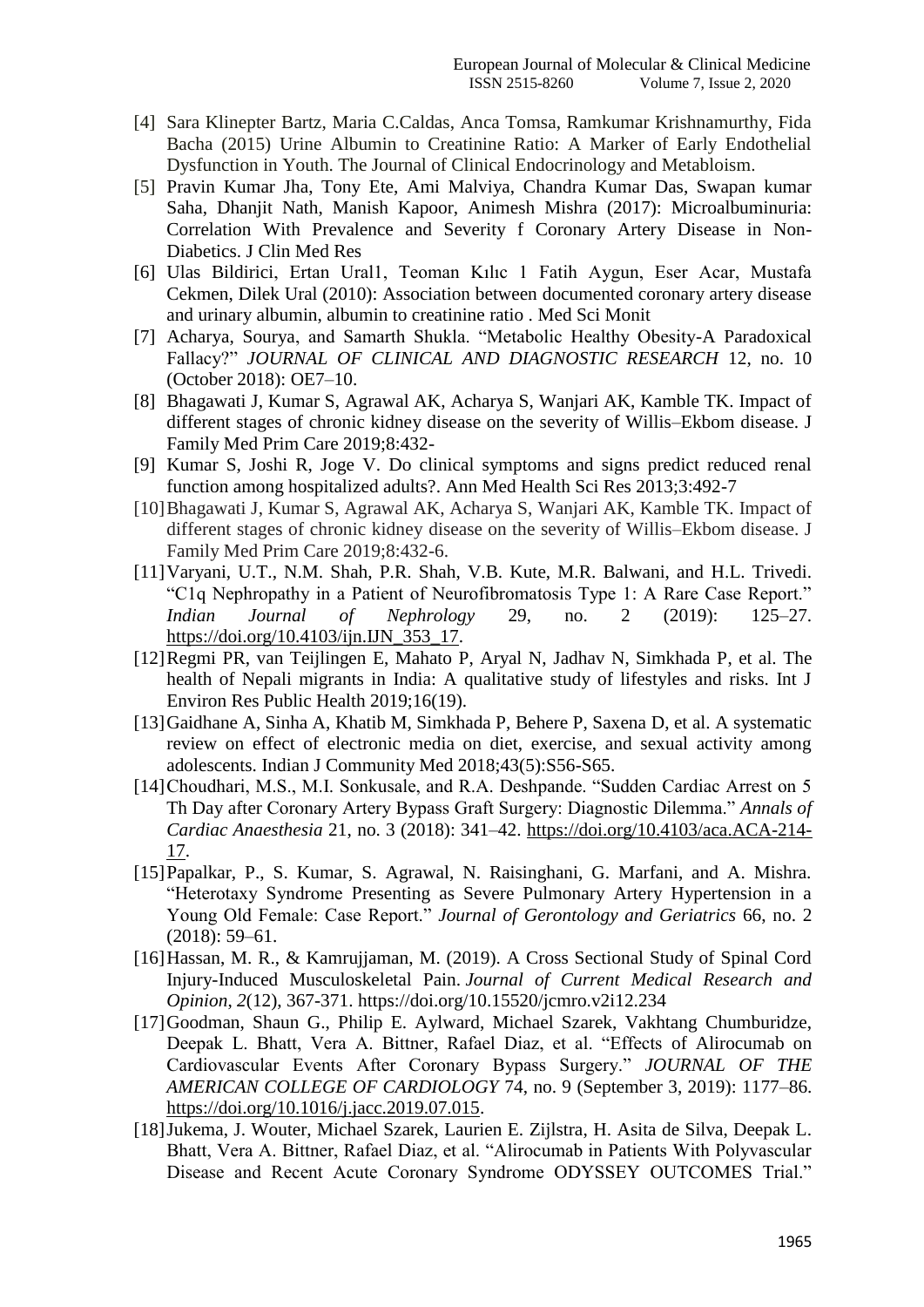[4] Sara Klinepter Bartz, Maria C.Caldas, Anca Tomsa, Ramkumar Krishnamurthy, Fida Bacha (2015) Urine Albumin to Creatinine Ratio: A Marker of Early Endothelial Dysfunction in Youth. The Journal of Clinical Endocrinology and Metabloism.

[5] Pravin Kumar Jha, Tony Ete, Ami Malviya, Chandra Kumar Das, Swapan kumar Saha, Dhanjit Nath, Manish Kapoor, Animesh Mishra (2017): Microalbuminuria: Correlation With Prevalence and Severity f Coronary Artery Disease in Non-Diabetics. J Clin Med Res

[6] Ulas Bildirici, Ertan Ural1, Teoman Kılıc 1 Fatih Aygun, Eser Acar, Mustafa Cekmen, Dilek Ural (2010): Association between documented coronary artery disease and urinary albumin, albumin to creatinine ratio . Med Sci Monit

[7] Acharya, Sourya, and Samarth Shukla. "Metabolic Healthy Obesity-A Paradoxical Fallacy?" *JOURNAL OF CLINICAL AND DIAGNOSTIC RESEARCH* 12, no. 10 (October 2018): OE7–10.

[8] Bhagawati J, Kumar S, Agrawal AK, Acharya S, Wanjari AK, Kamble TK. Impact of different stages of chronic kidney disease on the severity of Willis–Ekbom disease. J Family Med Prim Care 2019;8:432-

[9] Kumar S, Joshi R, Joge V. Do clinical symptoms and signs predict reduced renal function among hospitalized adults?. Ann Med Health Sci Res 2013;3:492-7

[10] Bhagawati J, Kumar S, Agrawal AK, Acharya S, Wanjari AK, Kamble TK. Impact of different stages of chronic kidney disease on the severity of Willis–Ekbom disease. J Family Med Prim Care 2019;8:432-6.

[11] Varyani, U.T., N.M. Shah, P.R. Shah, V.B. Kute, M.R. Balwani, and H.L. Trivedi. "C1q Nephropathy in a Patient of Neurofibromatosis Type 1: A Rare Case Report." *Indian Journal of Nephrology* 29, no. 2 (2019): 125–27. https://doi.org/10.4103/ijn.IJN_353_17.

[12] Regmi PR, van Teijlingen E, Mahato P, Aryal N, Jadhav N, Simkhada P, et al. The health of Nepali migrants in India: A qualitative study of lifestyles and risks. Int J Environ Res Public Health 2019;16(19).

[13] Gaidhane A, Sinha A, Khatib M, Simkhada P, Behere P, Saxena D, et al. A systematic review on effect of electronic media on diet, exercise, and sexual activity among adolescents. Indian J Community Med 2018;43(5):S56-S65.

[14] Choudhari, M.S., M.I. Sonkusale, and R.A. Deshpande. "Sudden Cardiac Arrest on 5 Th Day after Coronary Artery Bypass Graft Surgery: Diagnostic Dilemma." *Annals of Cardiac Anaesthesia* 21, no. 3 (2018): 341–42. https://doi.org/10.4103/aca.ACA-214-17.

[15] Papalkar, P., S. Kumar, S. Agrawal, N. Raisinghani, G. Marfani, and A. Mishra. "Heterotaxy Syndrome Presenting as Severe Pulmonary Artery Hypertension in a Young Old Female: Case Report." *Journal of Gerontology and Geriatrics* 66, no. 2 (2018): 59–61.

[16] Hassan, M. R., & Kamrujjaman, M. (2019). A Cross Sectional Study of Spinal Cord Injury-Induced Musculoskeletal Pain. *Journal of Current Medical Research and Opinion*, *2*(12), 367-371. https://doi.org/10.15520/jcmro.v2i12.234

[17] Goodman, Shaun G., Philip E. Aylward, Michael Szarek, Vakhtang Chumburidze, Deepak L. Bhatt, Vera A. Bittner, Rafael Diaz, et al. "Effects of Alirocumab on Cardiovascular Events After Coronary Bypass Surgery." *JOURNAL OF THE AMERICAN COLLEGE OF CARDIOLOGY* 74, no. 9 (September 3, 2019): 1177–86. https://doi.org/10.1016/j.jacc.2019.07.015.

[18] Jukema, J. Wouter, Michael Szarek, Laurien E. Zijlstra, H. Asita de Silva, Deepak L. Bhatt, Vera A. Bittner, Rafael Diaz, et al. "Alirocumab in Patients With Polyvascular Disease and Recent Acute Coronary Syndrome ODYSSEY OUTCOMES Trial."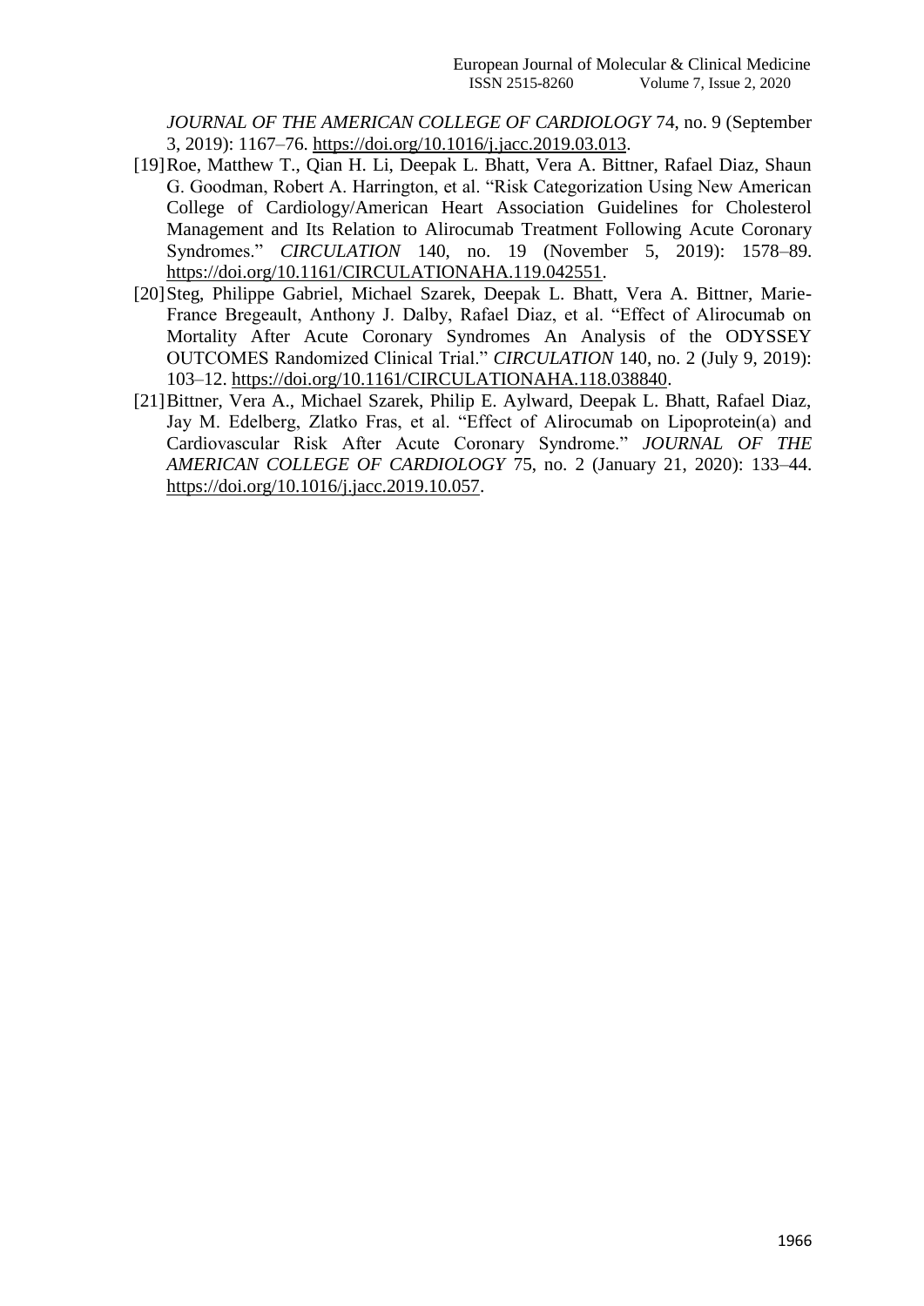*JOURNAL OF THE AMERICAN COLLEGE OF CARDIOLOGY* 74, no. 9 (September 3, 2019): 1167–76. https://doi.org/10.1016/j.jacc.2019.03.013.

[19] Roe, Matthew T., Qian H. Li, Deepak L. Bhatt, Vera A. Bittner, Rafael Diaz, Shaun G. Goodman, Robert A. Harrington, et al. "Risk Categorization Using New American College of Cardiology/American Heart Association Guidelines for Cholesterol Management and Its Relation to Alirocumab Treatment Following Acute Coronary Syndromes." *CIRCULATION* 140, no. 19 (November 5, 2019): 1578–89. https://doi.org/10.1161/CIRCULATIONAHA.119.042551.

[20] Steg, Philippe Gabriel, Michael Szarek, Deepak L. Bhatt, Vera A. Bittner, Marie-France Bregeault, Anthony J. Dalby, Rafael Diaz, et al. "Effect of Alirocumab on Mortality After Acute Coronary Syndromes An Analysis of the ODYSSEY OUTCOMES Randomized Clinical Trial." *CIRCULATION* 140, no. 2 (July 9, 2019): 103–12. https://doi.org/10.1161/CIRCULATIONAHA.118.038840.

[21] Bittner, Vera A., Michael Szarek, Philip E. Aylward, Deepak L. Bhatt, Rafael Diaz, Jay M. Edelberg, Zlatko Fras, et al. "Effect of Alirocumab on Lipoprotein(a) and Cardiovascular Risk After Acute Coronary Syndrome." *JOURNAL OF THE AMERICAN COLLEGE OF CARDIOLOGY* 75, no. 2 (January 21, 2020): 133–44. https://doi.org/10.1016/j.jacc.2019.10.057.